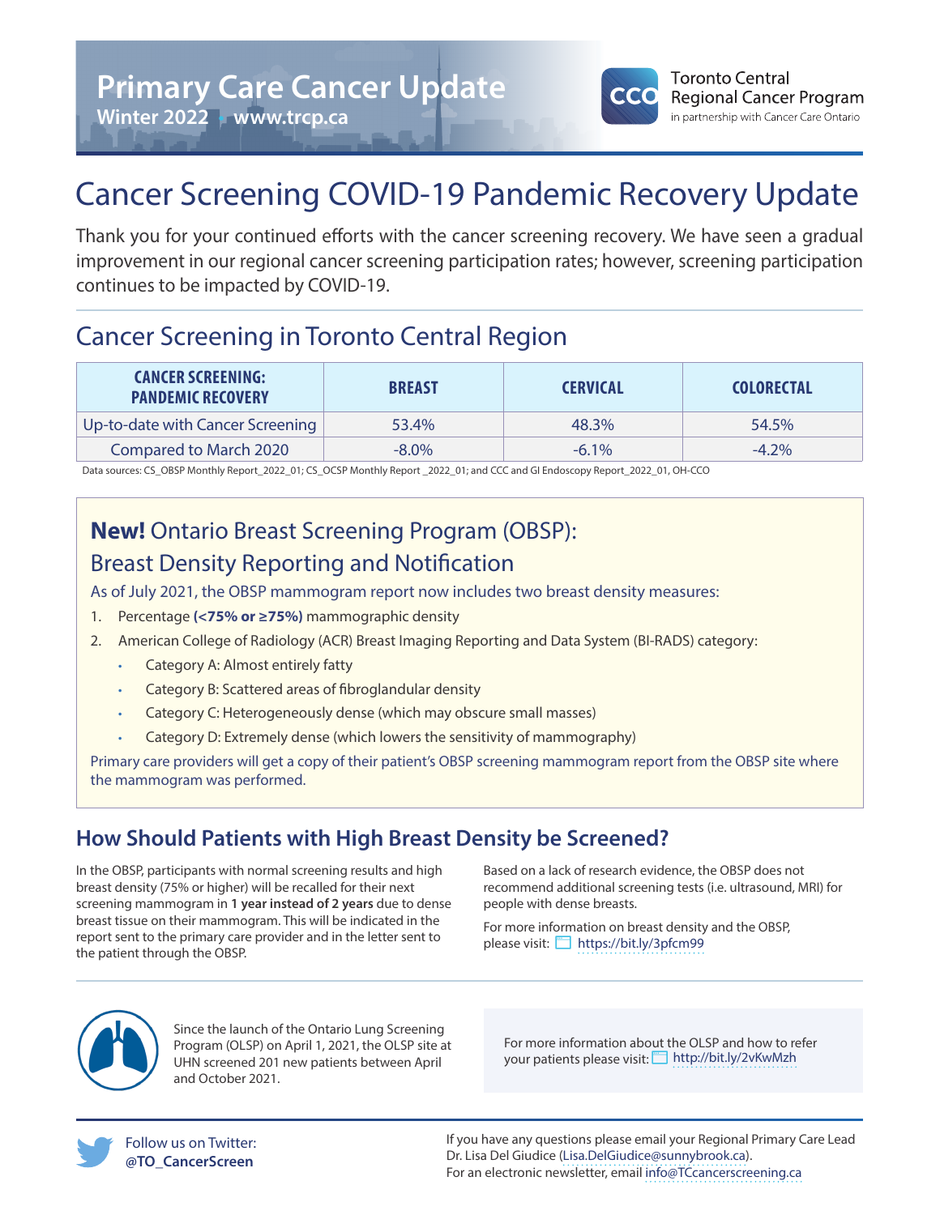# Primary Care Cancer Update

**Winter 2022 • www.trcp.ca**

Toronto Central Regional Cancer Program
in partnership with Cancer Care Ontario

# Cancer Screening COVID-19 Pandemic Recovery Update

Thank you for your continued efforts with the cancer screening recovery. We have seen a gradual improvement in our regional cancer screening participation rates; however, screening participation continues to be impacted by COVID-19.

## Cancer Screening in Toronto Central Region

| CANCER SCREENING: PANDEMIC RECOVERY | BREAST | CERVICAL | COLORECTAL |
|---|---|---|---|
| Up-to-date with Cancer Screening | 53.4% | 48.3% | 54.5% |
| Compared to March 2020 | -8.0% | -6.1% | -4.2% |

Data sources: CS_OBSP Monthly Report_2022_01; CS_OCSP Monthly Report _2022_01; and CCC and GI Endoscopy Report_2022_01, OH-CCO

## **New!** Ontario Breast Screening Program (OBSP): Breast Density Reporting and Notification

As of July 2021, the OBSP mammogram report now includes two breast density measures:

1. Percentage **(<75% or ≥75%)** mammographic density
2. American College of Radiology (ACR) Breast Imaging Reporting and Data System (BI-RADS) category:
   - Category A: Almost entirely fatty
   - Category B: Scattered areas of fibroglandular density
   - Category C: Heterogeneously dense (which may obscure small masses)
   - Category D: Extremely dense (which lowers the sensitivity of mammography)

Primary care providers will get a copy of their patient's OBSP screening mammogram report from the OBSP site where the mammogram was performed.

## How Should Patients with High Breast Density be Screened?

In the OBSP, participants with normal screening results and high breast density (75% or higher) will be recalled for their next screening mammogram in **1 year instead of 2 years** due to dense breast tissue on their mammogram. This will be indicated in the report sent to the primary care provider and in the letter sent to the patient through the OBSP.

Based on a lack of research evidence, the OBSP does not recommend additional screening tests (i.e. ultrasound, MRI) for people with dense breasts.

For more information on breast density and the OBSP, please visit: https://bit.ly/3pfcm99

Since the launch of the Ontario Lung Screening Program (OLSP) on April 1, 2021, the OLSP site at UHN screened 201 new patients between April and October 2021.

For more information about the OLSP and how to refer your patients please visit: http://bit.ly/2vKwMzh

Follow us on Twitter: **@TO_CancerScreen**

If you have any questions please email your Regional Primary Care Lead Dr. Lisa Del Giudice (Lisa.DelGiudice@sunnybrook.ca).
For an electronic newsletter, email info@TCcancerscreening.ca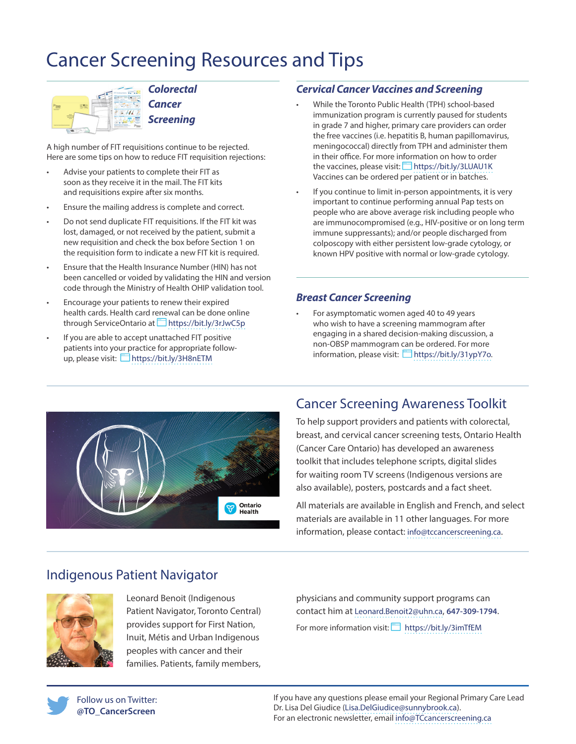# Cancer Screening Resources and Tips

## *Colorectal Cancer Screening*

A high number of FIT requisitions continue to be rejected. Here are some tips on how to reduce FIT requisition rejections:

- Advise your patients to complete their FIT as soon as they receive it in the mail. The FIT kits and requisitions expire after six months.
- Ensure the mailing address is complete and correct.
- Do not send duplicate FIT requisitions. If the FIT kit was lost, damaged, or not received by the patient, submit a new requisition and check the box before Section 1 on the requisition form to indicate a new FIT kit is required.
- Ensure that the Health Insurance Number (HIN) has not been cancelled or voided by validating the HIN and version code through the Ministry of Health OHIP validation tool.
- Encourage your patients to renew their expired health cards. Health card renewal can be done online through ServiceOntario at https://bit.ly/3rJwC5p
- If you are able to accept unattached FIT positive patients into your practice for appropriate follow-up, please visit: https://bit.ly/3H8nETM

## *Cervical Cancer Vaccines and Screening*

- While the Toronto Public Health (TPH) school-based immunization program is currently paused for students in grade 7 and higher, primary care providers can order the free vaccines (i.e. hepatitis B, human papillomavirus, meningococcal) directly from TPH and administer them in their office. For more information on how to order the vaccines, please visit: https://bit.ly/3LUAU1K Vaccines can be ordered per patient or in batches.
- If you continue to limit in-person appointments, it is very important to continue performing annual Pap tests on people who are above average risk including people who are immunocompromised (e.g., HIV-positive or on long term immune suppressants); and/or people discharged from colposcopy with either persistent low-grade cytology, or known HPV positive with normal or low-grade cytology.

## *Breast Cancer Screening*

- For asymptomatic women aged 40 to 49 years who wish to have a screening mammogram after engaging in a shared decision-making discussion, a non-OBSP mammogram can be ordered. For more information, please visit: https://bit.ly/31ypY7o.

## Cancer Screening Awareness Toolkit

To help support providers and patients with colorectal, breast, and cervical cancer screening tests, Ontario Health (Cancer Care Ontario) has developed an awareness toolkit that includes telephone scripts, digital slides for waiting room TV screens (Indigenous versions are also available), posters, postcards and a fact sheet.

All materials are available in English and French, and select materials are available in 11 other languages. For more information, please contact: info@tccancerscreening.ca.

## Indigenous Patient Navigator

Leonard Benoit (Indigenous Patient Navigator, Toronto Central) provides support for First Nation, Inuit, Métis and Urban Indigenous peoples with cancer and their families. Patients, family members, physicians and community support programs can contact him at Leonard.Benoit2@uhn.ca, **647-309-1794**.

For more information visit: https://bit.ly/3imTfEM

Follow us on Twitter:
**@TO_CancerScreen**

If you have any questions please email your Regional Primary Care Lead Dr. Lisa Del Giudice (Lisa.DelGiudice@sunnybrook.ca).
For an electronic newsletter, email info@TCcancerscreening.ca